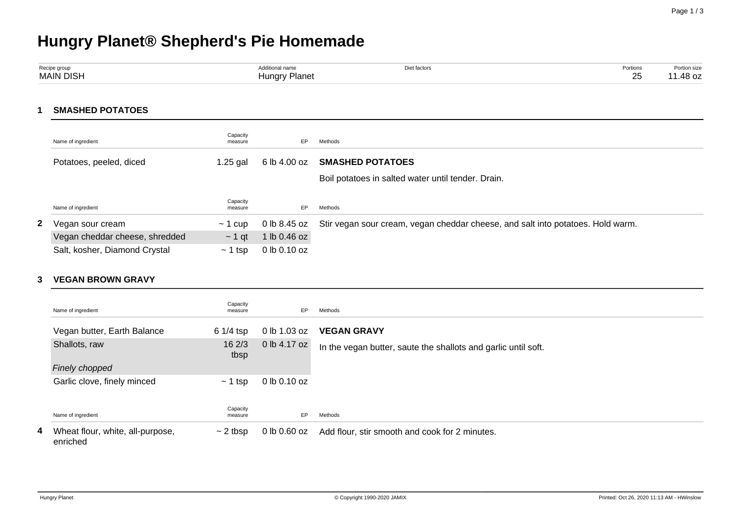# Hungry Planet® Shepherd's Pie Homemade

| Recipe group | Additional name | Diet factors | Portions | Portion size |
|---|---|---|---|---|
| MAIN DISH | Hungry Planet | | 25 | 11.48 oz |

## 1 SMASHED POTATOES

| Name of ingredient | Capacity measure | EP | Methods |
|---|---|---|---|
| Potatoes, peeled, diced | 1.25 gal | 6 lb 4.00 oz | **SMASHED POTATOES** |
| | | | Boil potatoes in salted water until tender. Drain. |

**2**

| Name of ingredient | Capacity measure | EP | Methods |
|---|---|---|---|
| Vegan sour cream | ~ 1 cup | 0 lb 8.45 oz | Stir vegan sour cream, vegan cheddar cheese, and salt into potatoes. Hold warm. |
| Vegan cheddar cheese, shredded | ~ 1 qt | 1 lb 0.46 oz | |
| Salt, kosher, Diamond Crystal | ~ 1 tsp | 0 lb 0.10 oz | |

## 3 VEGAN BROWN GRAVY

| Name of ingredient | Capacity measure | EP | Methods |
|---|---|---|---|
| Vegan butter, Earth Balance | 6 1/4 tsp | 0 lb 1.03 oz | **VEGAN GRAVY** |
| Shallots, raw<br>*Finely chopped* | 16 2/3 tbsp | 0 lb 4.17 oz | In the vegan butter, saute the shallots and garlic until soft. |
| Garlic clove, finely minced | ~ 1 tsp | 0 lb 0.10 oz | |

**4**

| Name of ingredient | Capacity measure | EP | Methods |
|---|---|---|---|
| Wheat flour, white, all-purpose, enriched | ~ 2 tbsp | 0 lb 0.60 oz | Add flour, stir smooth and cook for 2 minutes. |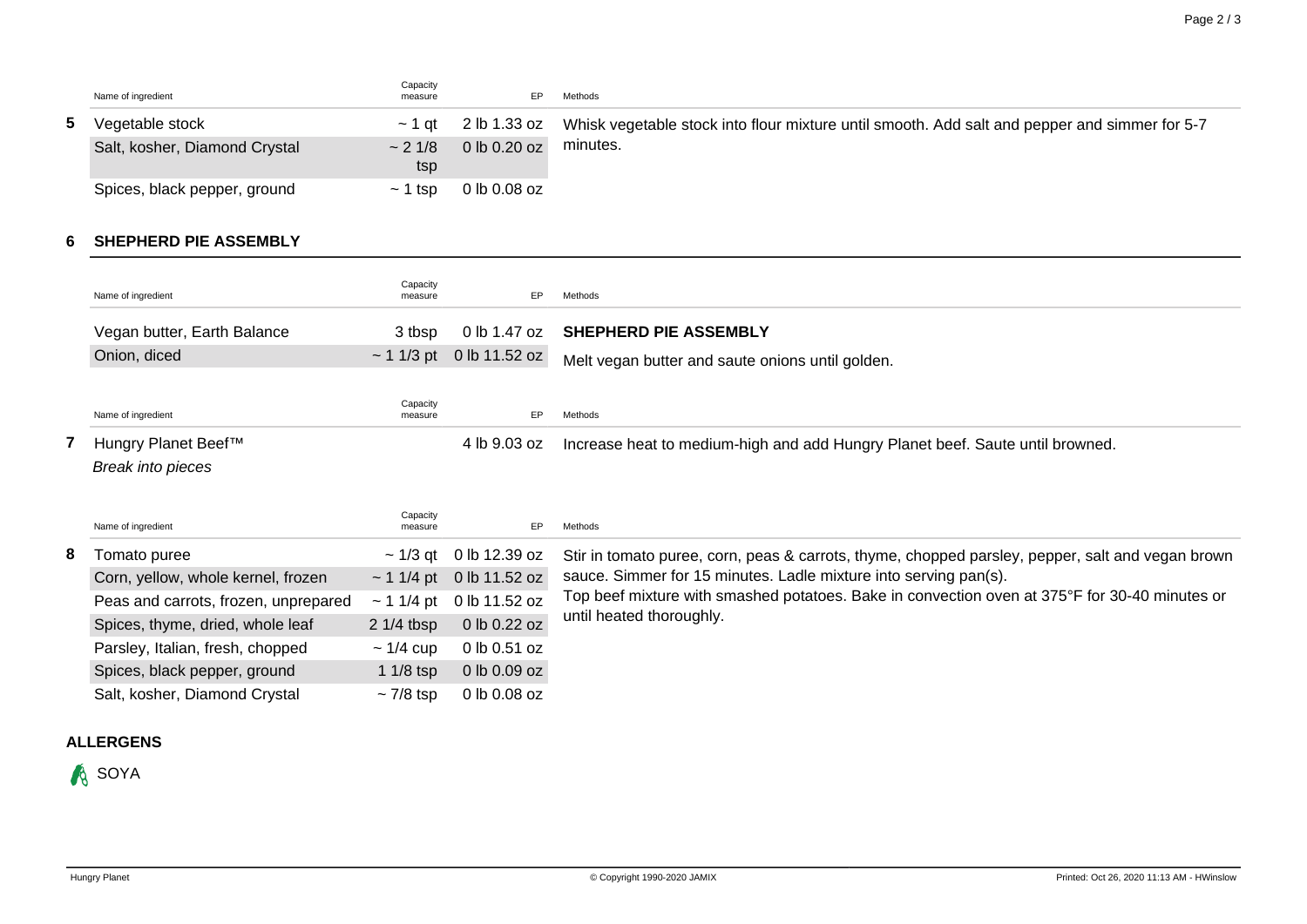| | Name of ingredient | Capacity measure | EP | Methods |
|---|---|---|---|---|
| 5 | Vegetable stock | ~ 1 qt | 2 lb 1.33 oz | Whisk vegetable stock into flour mixture until smooth. Add salt and pepper and simmer for 5-7 minutes. |
| | Salt, kosher, Diamond Crystal | ~ 2 1/8 tsp | 0 lb 0.20 oz | |
| | Spices, black pepper, ground | ~ 1 tsp | 0 lb 0.08 oz | |

## 6 SHEPHERD PIE ASSEMBLY

| | Name of ingredient | Capacity measure | EP | Methods |
|---|---|---|---|---|
| | Vegan butter, Earth Balance | 3 tbsp | 0 lb 1.47 oz | **SHEPHERD PIE ASSEMBLY** Melt vegan butter and saute onions until golden. |
| | Onion, diced | ~ 1 1/3 pt | 0 lb 11.52 oz | |

| | Name of ingredient | Capacity measure | EP | Methods |
|---|---|---|---|---|
| 7 | Hungry Planet Beef™ *Break into pieces* | | 4 lb 9.03 oz | Increase heat to medium-high and add Hungry Planet beef. Saute until browned. |

| | Name of ingredient | Capacity measure | EP | Methods |
|---|---|---|---|---|
| 8 | Tomato puree | ~ 1/3 qt | 0 lb 12.39 oz | Stir in tomato puree, corn, peas & carrots, thyme, chopped parsley, pepper, salt and vegan brown sauce. Simmer for 15 minutes. Ladle mixture into serving pan(s). Top beef mixture with smashed potatoes. Bake in convection oven at 375°F for 30-40 minutes or until heated thoroughly. |
| | Corn, yellow, whole kernel, frozen | ~ 1 1/4 pt | 0 lb 11.52 oz | |
| | Peas and carrots, frozen, unprepared | ~ 1 1/4 pt | 0 lb 11.52 oz | |
| | Spices, thyme, dried, whole leaf | 2 1/4 tbsp | 0 lb 0.22 oz | |
| | Parsley, Italian, fresh, chopped | ~ 1/4 cup | 0 lb 0.51 oz | |
| | Spices, black pepper, ground | 1 1/8 tsp | 0 lb 0.09 oz | |
| | Salt, kosher, Diamond Crystal | ~ 7/8 tsp | 0 lb 0.08 oz | |

## ALLERGENS

SOYA

Hungry Planet | © Copyright 1990-2020 JAMIX | Printed: Oct 26, 2020 11:13 AM - HWinslow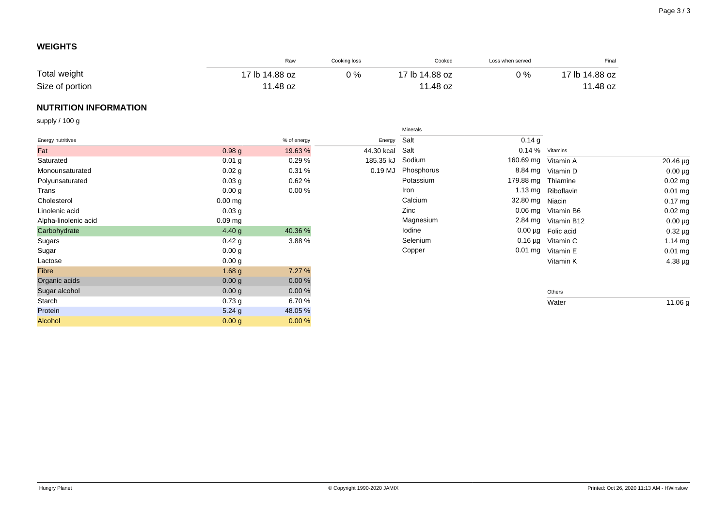## WEIGHTS

| | Raw | Cooking loss | Cooked | Loss when served | Final |
|---|---|---|---|---|---|
| Total weight | 17 lb 14.88 oz | 0 % | 17 lb 14.88 oz | 0 % | 17 lb 14.88 oz |
| Size of portion | 11.48 oz | | 11.48 oz | | 11.48 oz |

## NUTRITION INFORMATION

supply / 100 g

| Energy nutritives | | % of energy |
|---|---|---|
| Fat | 0.98 g | 19.63 % |
| Saturated | 0.01 g | 0.29 % |
| Monounsaturated | 0.02 g | 0.31 % |
| Polyunsaturated | 0.03 g | 0.62 % |
| Trans | 0.00 g | 0.00 % |
| Cholesterol | 0.00 mg | |
| Linolenic acid | 0.03 g | |
| Alpha-linolenic acid | 0.09 mg | |
| Carbohydrate | 4.40 g | 40.36 % |
| Sugars | 0.42 g | 3.88 % |
| Sugar | 0.00 g | |
| Lactose | 0.00 g | |
| Fibre | 1.68 g | 7.27 % |
| Organic acids | 0.00 g | 0.00 % |
| Sugar alcohol | 0.00 g | 0.00 % |
| Starch | 0.73 g | 6.70 % |
| Protein | 5.24 g | 48.05 % |
| Alcohol | 0.00 g | 0.00 % |

| Energy |
|---|
| 44.30 kcal |
| 185.35 kJ |
| 0.19 MJ |

| Minerals | |
|---|---|
| Salt | 0.14 g |
| Salt | 0.14 % |
| Sodium | 160.69 mg |
| Phosphorus | 8.84 mg |
| Potassium | 179.88 mg |
| Iron | 1.13 mg |
| Calcium | 32.80 mg |
| Zinc | 0.06 mg |
| Magnesium | 2.84 mg |
| Iodine | 0.00 µg |
| Selenium | 0.16 µg |
| Copper | 0.01 mg |

| Vitamins | |
|---|---|
| Vitamin A | 20.46 µg |
| Vitamin D | 0.00 µg |
| Thiamine | 0.02 mg |
| Riboflavin | 0.01 mg |
| Niacin | 0.17 mg |
| Vitamin B6 | 0.02 mg |
| Vitamin B12 | 0.00 µg |
| Folic acid | 0.32 µg |
| Vitamin C | 1.14 mg |
| Vitamin E | 0.01 mg |
| Vitamin K | 4.38 µg |

| Others | |
|---|---|
| Water | 11.06 g |

Hungry Planet © Copyright 1990-2020 JAMIX Printed: Oct 26, 2020 11:13 AM - HWinslow